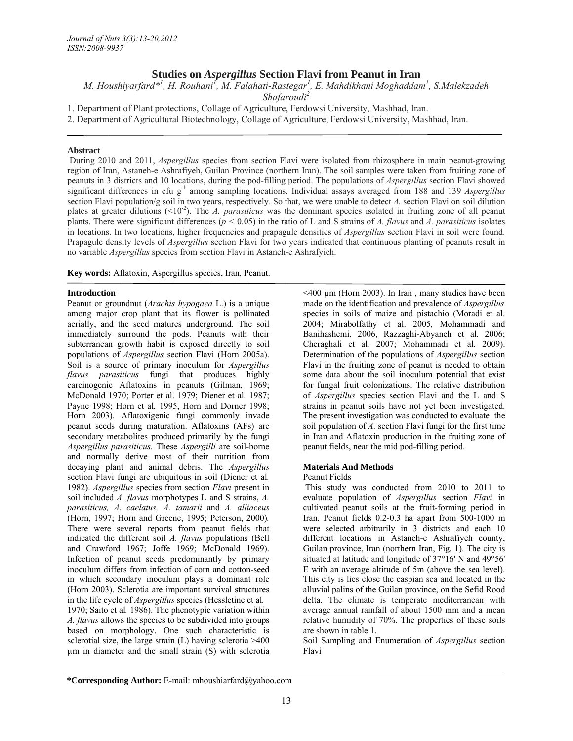# Studies on *Aspergillus* Section Flavi from Peanut in Iran

*M. Houshiyarfard*[*1], H. Rouhani[1], M. Falahati-Rastegar[1], E. Mahdikhani Moghaddam[1], S.Malekzadeh Shafaroudi[2]*

1. Department of Plant protections, Collage of Agriculture, Ferdowsi University, Mashhad, Iran.
2. Department of Agricultural Biotechnology, Collage of Agriculture, Ferdowsi University, Mashhad, Iran.

**Abstract**

During 2010 and 2011, *Aspergillus* species from section Flavi were isolated from rhizosphere in main peanut-growing region of Iran, Astaneh-e Ashrafiyeh, Guilan Province (northern Iran). The soil samples were taken from fruiting zone of peanuts in 3 districts and 10 locations, during the pod-filling period. The populations of *Aspergillus* section Flavi showed significant differences in cfu $g^{-1}$ among sampling locations. Individual assays averaged from 188 and 139 *Aspergillus* section Flavi population/g soil in two years, respectively. So that, we were unable to detect *A.* section Flavi on soil dilution plates at greater dilutions ($<10^{-2}$). The *A. parasiticus* was the dominant species isolated in fruiting zone of all peanut plants. There were significant differences ($p < 0.05$) in the ratio of L and S strains of *A. flavus* and *A. parasiticus* isolates in locations. In two locations, higher frequencies and prapagule densities of *Aspergillus* section Flavi in soil were found. Prapagule density levels of *Aspergillus* section Flavi for two years indicated that continuous planting of peanuts result in no variable *Aspergillus* species from section Flavi in Astaneh-e Ashrafyieh.

**Key words:** Aflatoxin, Aspergillus species, Iran, Peanut.

## Introduction

Peanut or groundnut (*Arachis hypogaea* L.) is a unique among major crop plant that its flower is pollinated aerially, and the seed matures underground. The soil immediately surround the pods. Peanuts with their subterranean growth habit is exposed directly to soil populations of *Aspergillus* section Flavi (Horn 2005a). Soil is a source of primary inoculum for *Aspergillus flavus parasiticus* fungi that produces highly carcinogenic Aflatoxins in peanuts (Gilman, 1969; McDonald 1970; Porter et al. 1979; Diener et al*.* 1987; Payne 1998; Horn et al*.* 1995, Horn and Dorner 1998; Horn 2003). Aflatoxigenic fungi commonly invade peanut seeds during maturation. Aflatoxins (AFs) are secondary metabolites produced primarily by the fungi *Aspergillus parasiticus.* These *Aspergilli* are soil-borne and normally derive most of their nutrition from decaying plant and animal debris. The *Aspergillus* section Flavi fungi are ubiquitous in soil (Diener et al*.* 1982). *Aspergillus* species from section *Flavi* present in soil included *A. flavus* morphotypes L and S strains, *A. parasiticus, A. caelatus, A. tamarii* and *A. alliaceus* (Horn, 1997; Horn and Greene, 1995; Peterson, 2000)*.* There were several reports from peanut fields that indicated the different soil *A. flavus* populations (Bell and Crawford 1967; Joffe 1969; McDonald 1969). Infection of peanut seeds predominantly by primary inoculum differs from infection of corn and cotton-seed in which secondary inoculum plays a dominant role (Horn 2003). Sclerotia are important survival structures in the life cycle of *Aspergillus* species (Hessletine et al*.* 1970; Saito et al*.* 1986). The phenotypic variation within *A. flavus* allows the species to be subdivided into groups based on morphology. One such characteristic is sclerotial size, the large strain (L) having sclerotia >400 µm in diameter and the small strain (S) with sclerotia <400 µm (Horn 2003). In Iran , many studies have been made on the identification and prevalence of *Aspergillus* species in soils of maize and pistachio (Moradi et al. 2004; Mirabolfathy et al. 2005*,* Mohammadi and Banihashemi, 2006, Razzaghi-Abyaneh et al*.* 2006; Cheraghali et al*.* 2007; Mohammadi et al*.* 2009). Determination of the populations of *Aspergillus* section Flavi in the fruiting zone of peanut is needed to obtain some data about the soil inoculum potential that exist for fungal fruit colonizations. The relative distribution of *Aspergillus* species section Flavi and the L and S strains in peanut soils have not yet been investigated. The present investigation was conducted to evaluate the soil population of *A.* section Flavi fungi for the first time in Iran and Aflatoxin production in the fruiting zone of peanut fields, near the mid pod-filling period.

## Materials And Methods

### Peanut Fields

This study was conducted from 2010 to 2011 to evaluate population of *Aspergillus* section *Flavi* in cultivated peanut soils at the fruit-forming period in Iran. Peanut fields 0.2-0.3 ha apart from 500-1000 m were selected arbitrarily in 3 districts and each 10 different locations in Astaneh-e Ashrafiyeh county, Guilan province, Iran (northern Iran, Fig. 1). The city is situated at latitude and longitude of 37°16' N and 49°56' E with an average altitude of 5m (above the sea level). This city is lies close the caspian sea and located in the alluvial palins of the Guilan province, on the Sefid Rood delta. The climate is temperate mediterranean with average annual rainfall of about 1500 mm and a mean relative humidity of 70%. The properties of these soils are shown in table 1.

### Soil Sampling and Enumeration of *Aspergillus* section Flavi

**\*Corresponding Author:** E-mail: mhoushiarfard@yahoo.com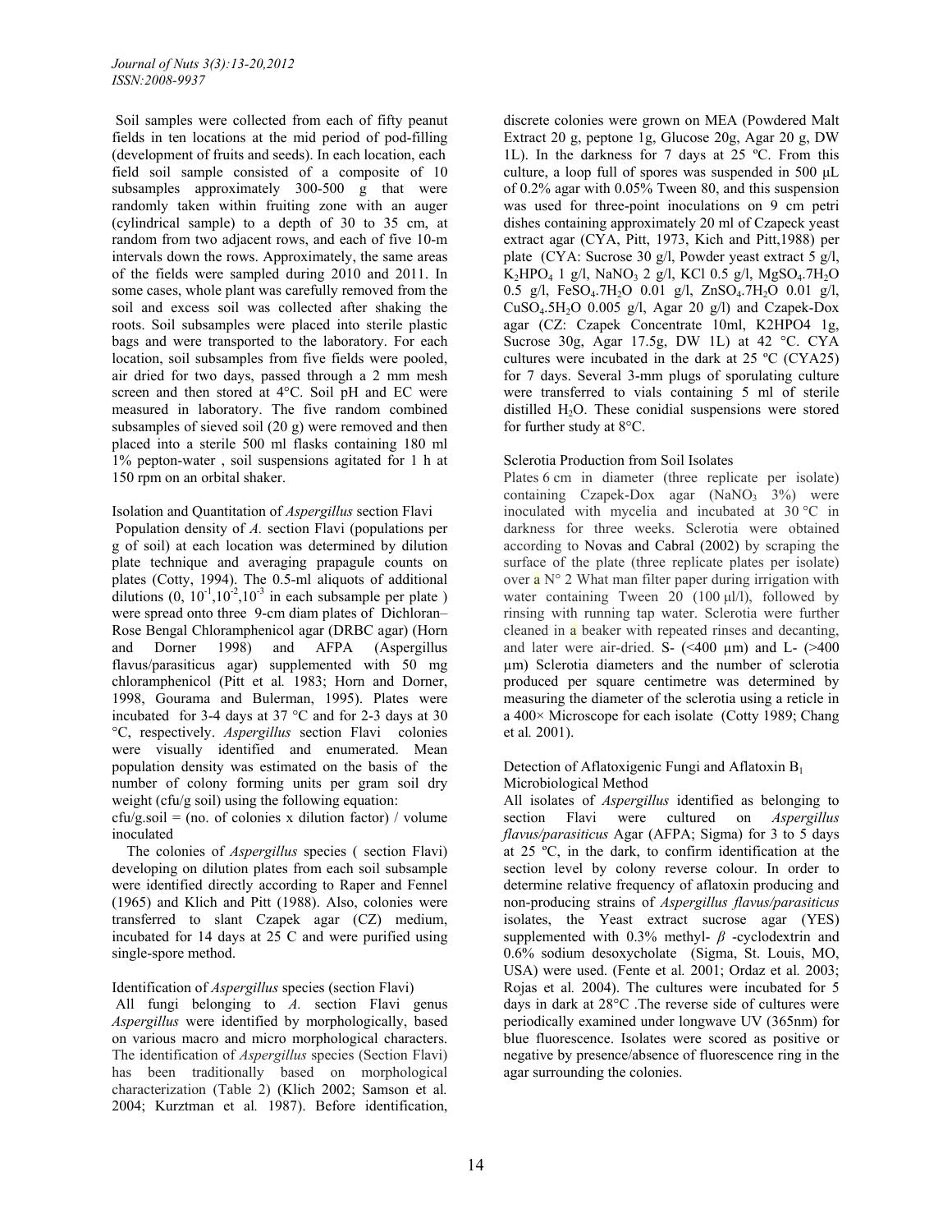Soil samples were collected from each of fifty peanut fields in ten locations at the mid period of pod-filling (development of fruits and seeds). In each location, each field soil sample consisted of a composite of 10 subsamples approximately 300-500 g that were randomly taken within fruiting zone with an auger (cylindrical sample) to a depth of 30 to 35 cm, at random from two adjacent rows, and each of five 10-m intervals down the rows. Approximately, the same areas of the fields were sampled during 2010 and 2011. In some cases, whole plant was carefully removed from the soil and excess soil was collected after shaking the roots. Soil subsamples were placed into sterile plastic bags and were transported to the laboratory. For each location, soil subsamples from five fields were pooled, air dried for two days, passed through a 2 mm mesh screen and then stored at 4°C. Soil pH and EC were measured in laboratory. The five random combined subsamples of sieved soil (20 g) were removed and then placed into a sterile 500 ml flasks containing 180 ml 1% pepton-water , soil suspensions agitated for 1 h at 150 rpm on an orbital shaker.

## Isolation and Quantitation of *Aspergillus* section Flavi

Population density of *A.* section Flavi (populations per g of soil) at each location was determined by dilution plate technique and averaging prapagule counts on plates (Cotty, 1994). The 0.5-ml aliquots of additional dilutions (0, $10^{-1}$,$10^{-2}$,$10^{-3}$ in each subsample per plate ) were spread onto three 9-cm diam plates of Dichloran–Rose Bengal Chloramphenicol agar (DRBC agar) (Horn and Dorner 1998) and AFPA (Aspergillus flavus/parasiticus agar) supplemented with 50 mg chloramphenicol (Pitt et al*.* 1983; Horn and Dorner, 1998, Gourama and Bulerman, 1995). Plates were incubated for 3-4 days at 37 °C and for 2-3 days at 30 °C, respectively. *Aspergillus* section Flavi colonies were visually identified and enumerated. Mean population density was estimated on the basis of the number of colony forming units per gram soil dry weight (cfu/g soil) using the following equation:

cfu/g.soil = (no. of colonies x dilution factor) / volume inoculated

The colonies of *Aspergillus* species ( section Flavi) developing on dilution plates from each soil subsample were identified directly according to Raper and Fennel (1965) and Klich and Pitt (1988). Also, colonies were transferred to slant Czapek agar (CZ) medium, incubated for 14 days at 25 C and were purified using single-spore method.

## Identification of *Aspergillus* species (section Flavi)

All fungi belonging to *A.* section Flavi genus *Aspergillus* were identified by morphologically, based on various macro and micro morphological characters. The identification of *Aspergillus* species (Section Flavi) has been traditionally based on morphological characterization (Table 2) (Klich 2002; Samson et al*.* 2004; Kurztman et al*.* 1987). Before identification, discrete colonies were grown on MEA (Powdered Malt Extract 20 g, peptone 1g, Glucose 20g, Agar 20 g, DW 1L). In the darkness for 7 days at 25 ºC. From this culture, a loop full of spores was suspended in 500 µL of 0.2% agar with 0.05% Tween 80, and this suspension was used for three-point inoculations on 9 cm petri dishes containing approximately 20 ml of Czapeck yeast extract agar (CYA, Pitt, 1973, Kich and Pitt,1988) per plate (CYA: Sucrose 30 g/l, Powder yeast extract 5 g/l, $K_2HPO_4$ 1 g/l, $NaNO_3$ 2 g/l, KCl 0.5 g/l, $MgSO_4.7H_2O$ 0.5 g/l, $FeSO_4.7H_2O$ 0.01 g/l, $ZnSO_4.7H_2O$ 0.01 g/l, $CuSO_4.5H_2O$ 0.005 g/l, Agar 20 g/l) and Czapek-Dox agar (CZ: Czapek Concentrate 10ml, K2HPO4 1g, Sucrose 30g, Agar 17.5g, DW 1L) at 42 °C. CYA cultures were incubated in the dark at 25 ºC (CYA25) for 7 days. Several 3-mm plugs of sporulating culture were transferred to vials containing 5 ml of sterile distilled $H_2O$. These conidial suspensions were stored for further study at 8°C.

## Sclerotia Production from Soil Isolates

Plates 6 cm in diameter (three replicate per isolate) containing Czapek-Dox agar ($NaNO_3$ 3%) were inoculated with mycelia and incubated at 30 °C in darkness for three weeks. Sclerotia were obtained according to Novas and Cabral (2002) by scraping the surface of the plate (three replicate plates per isolate) over a N° 2 What man filter paper during irrigation with water containing Tween 20 (100 µl/l), followed by rinsing with running tap water. Sclerotia were further cleaned in a beaker with repeated rinses and decanting, and later were air-dried. S- (<400 µm) and L- (>400 µm) Sclerotia diameters and the number of sclerotia produced per square centimetre was determined by measuring the diameter of the sclerotia using a reticle in a 400× Microscope for each isolate (Cotty 1989; Chang et al*.* 2001).

## Detection of Aflatoxigenic Fungi and Aflatoxin $B_1$

### Microbiological Method

All isolates of *Aspergillus* identified as belonging to section Flavi were cultured on *Aspergillus flavus/parasiticus* Agar (AFPA; Sigma) for 3 to 5 days at 25 ºC, in the dark, to confirm identification at the section level by colony reverse colour. In order to determine relative frequency of aflatoxin producing and non-producing strains of *Aspergillus flavus/parasiticus* isolates, the Yeast extract sucrose agar (YES) supplemented with 0.3% methyl- $\beta$ -cyclodextrin and 0.6% sodium desoxycholate (Sigma, St. Louis, MO, USA) were used. (Fente et al*.* 2001; Ordaz et al*.* 2003; Rojas et al*.* 2004). The cultures were incubated for 5 days in dark at 28°C .The reverse side of cultures were periodically examined under longwave UV (365nm) for blue fluorescence. Isolates were scored as positive or negative by presence/absence of fluorescence ring in the agar surrounding the colonies.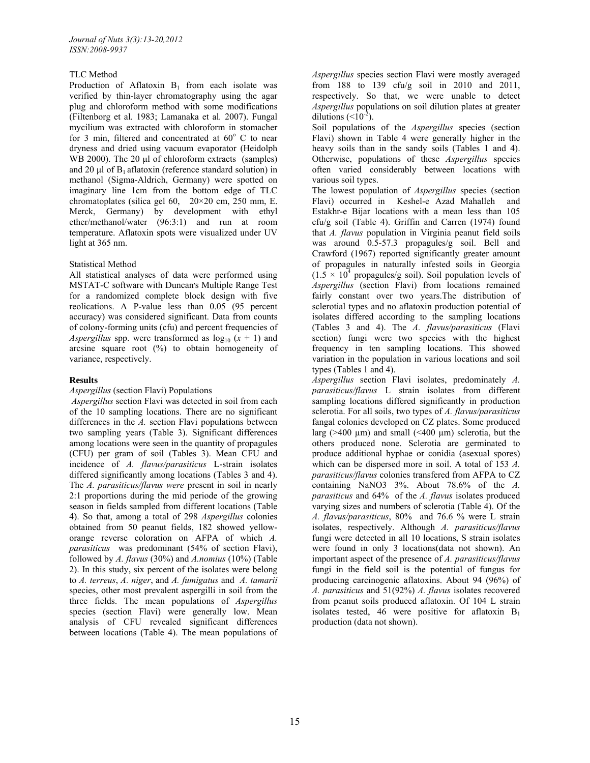TLC Method

Production of Aflatoxin $B_1$ from each isolate was verified by thin-layer chromatography using the agar plug and chloroform method with some modifications (Filtenborg et al*.* 1983; Lamanaka et al*.* 2007). Fungal mycilium was extracted with chloroform in stomacher for 3 min, filtered and concentrated at $60^{o}$ C to near dryness and dried using vacuum evaporator (Heidolph WB 2000). The 20 µl of chloroform extracts (samples) and 20 µl of $B_1$ aflatoxin (reference standard solution) in methanol (Sigma-Aldrich, Germany) were spotted on imaginary line 1cm from the bottom edge of TLC chromatoplates (silica gel 60, 20×20 cm, 250 mm, E. Merck, Germany) by development with ethyl ether/methanol/water (96:3:1) and run at room temperature. Aflatoxin spots were visualized under UV light at 365 nm.

Statistical Method

All statistical analyses of data were performed using MSTAT-C software with Duncan's Multiple Range Test for a randomized complete block design with five reolications. A P-value less than 0.05 (95 percent accuracy) was considered significant. Data from counts of colony-forming units (cfu) and percent frequencies of *Aspergillus* spp. were transformed as $\log_{10}(x + 1)$ and arcsine square root (%) to obtain homogeneity of variance, respectively.

## Results

*Aspergillus* (section Flavi) Populations

*Aspergillus* section Flavi was detected in soil from each of the 10 sampling locations. There are no significant differences in the *A.* section Flavi populations between two sampling years (Table 3). Significant differences among locations were seen in the quantity of propagules (CFU) per gram of soil (Tables 3). Mean CFU and incidence of *A. flavus/parasiticus* L-strain isolates differed significantly among locations (Tables 3 and 4). The *A. parasiticus/flavus were* present in soil in nearly 2:1 proportions during the mid periode of the growing season in fields sampled from different locations (Table 4). So that, among a total of 298 *Aspergillus* colonies obtained from 50 peanut fields, 182 showed yellow-orange reverse coloration on AFPA of which *A. parasiticus* was predominant (54% of section Flavi), followed by *A. flavus* (30%) and *A.nomius* (10%) (Table 2). In this study, six percent of the isolates were belong to *A. terreus*, *A. niger*, and *A. fumigatus* and *A. tamarii* species, other most prevalent aspergilli in soil from the three fields. The mean populations of *Aspergillus* species (section Flavi) were generally low. Mean analysis of CFU revealed significant differences between locations (Table 4). The mean populations of *Aspergillus* species section Flavi were mostly averaged from 188 to 139 cfu/g soil in 2010 and 2011, respectively. So that, we were unable to detect *Aspergillus* populations on soil dilution plates at greater dilutions ($<10^{-2}$).

Soil populations of the *Aspergillus* species (section Flavi) shown in Table 4 were generally higher in the heavy soils than in the sandy soils (Tables 1 and 4). Otherwise, populations of these *Aspergillus* species often varied considerably between locations with various soil types.

The lowest population of *Aspergillus* species (section Flavi) occurred in Keshel-e Azad Mahalleh and Estakhr-e Bijar locations with a mean less than 105 cfu/g soil (Table 4). Griffin and Carren (1974) found that *A. flavus* population in Virginia peanut field soils was around 0.5-57.3 propagules/g soil. Bell and Crawford (1967) reported significantly greater amount of propagules in naturally infested soils in Georgia ($1.5 \times 10^{4}$ propagules/g soil). Soil population levels of *Aspergillus* (section Flavi) from locations remained fairly constant over two years.The distribution of sclerotial types and no aflatoxin production potential of isolates differed according to the sampling locations (Tables 3 and 4). The *A. flavus/parasiticus* (Flavi section) fungi were two species with the highest frequency in ten sampling locations. This showed variation in the population in various locations and soil types (Tables 1 and 4).

*Aspergillus* section Flavi isolates, predominately *A. parasiticus/flavus* L strain isolates from different sampling locations differed significantly in production sclerotia. For all soils, two types of *A. flavus/parasiticus* fangal colonies developed on CZ plates. Some produced larg (>400 µm) and small (<400 µm) sclerotia, but the others produced none. Sclerotia are germinated to produce additional hyphae or conidia (asexual spores) which can be dispersed more in soil. A total of 153 *A. parasiticus/flavus* colonies transfered from AFPA to CZ containing NaNO3 3%. About 78.6% of the *A. parasiticus* and 64% of the *A. flavus* isolates produced varying sizes and numbers of sclerotia (Table 4). Of the *A. flavus/parasiticus*, 80% and 76.6 % were L strain isolates, respectively. Although *A. parasiticus/flavus* fungi were detected in all 10 locations, S strain isolates were found in only 3 locations(data not shown). An important aspect of the presence of *A. parasiticus/flavus* fungi in the field soil is the potential of fungus for producing carcinogenic aflatoxins. About 94 (96%) of *A. parasiticus* and 51(92%) *A. flavus* isolates recovered from peanut soils produced aflatoxin. Of 104 L strain isolates tested, 46 were positive for aflatoxin $B_1$ production (data not shown).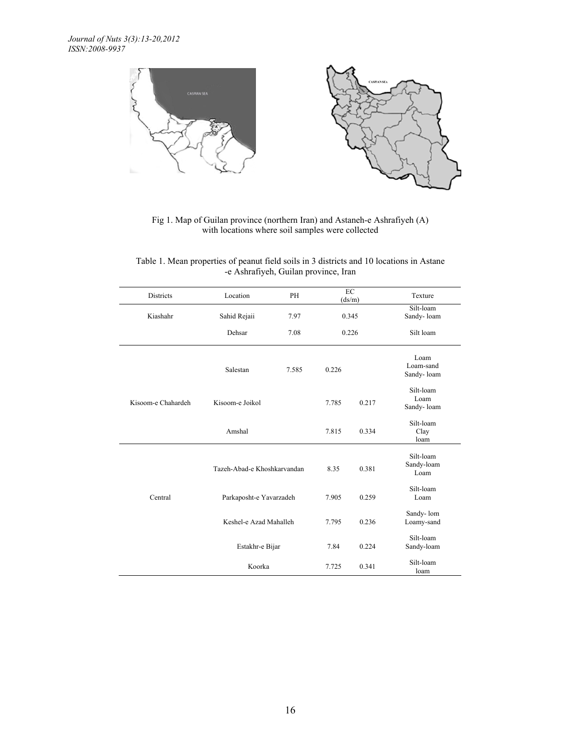Fig 1. Map of Guilan province (northern Iran) and Astaneh-e Ashrafiyeh (A) with locations where soil samples were collected

Table 1. Mean properties of peanut field soils in 3 districts and 10 locations in Astane -e Ashrafiyeh, Guilan province, Iran

| Districts | Location | PH | EC (ds/m) | Texture |
|---|---|---|---|---|
| Kiashahr | Sahid Rejaii | 7.97 | 0.345 | Silt-loam Sandy- loam |
| | Dehsar | 7.08 | 0.226 | Silt loam |
| Kisoom-e Chahardeh | Salestan | 7.585 | 0.226 | Loam Loam-sand Sandy- loam |
| | Kisoom-e Joikol | 7.785 | 0.217 | Silt-loam Loam Sandy- loam |
| | Amshal | 7.815 | 0.334 | Silt-loam Clay loam |
| Central | Tazeh-Abad-e Khoshkarvandan | 8.35 | 0.381 | Silt-loam Sandy-loam Loam |
| | Parkaposht-e Yavarzadeh | 7.905 | 0.259 | Silt-loam Loam |
| | Keshel-e Azad Mahalleh | 7.795 | 0.236 | Sandy- lom Loamy-sand |
| | Estakhr-e Bijar | 7.84 | 0.224 | Silt-loam Sandy-loam |
| | Koorka | 7.725 | 0.341 | Silt-loam loam |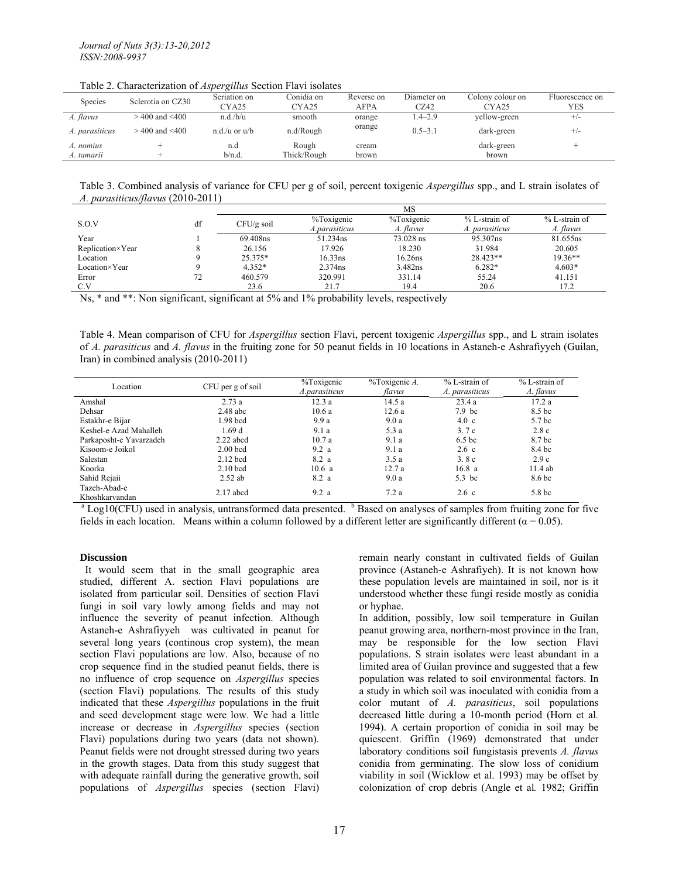Table 2. Characterization of *Aspergillus* Section Flavi isolates

| Species | Sclerotia on CZ30 | Seriation on CYA25 | Conidia on CYA25 | Reverse on AFPA | Diameter on CZ42 | Colony colour on CYA25 | Fluorescence on YES |
|---|---|---|---|---|---|---|---|
| *A. flavus* | > 400 and <400 | n.d./b/u | smooth | orange | 1.4–2.9 | yellow-green | +/- |
| *A. parasiticus* | > 400 and <400 | n.d./u or u/b | n.d/Rough | orange | 0.5–3.1 | dark-green | +/- |
| *A. nomius* | + | n.d | Rough | cream | | dark-green | + |
| *A. tamarii* | + | b/n.d. | Thick/Rough | brown | | brown | |

Table 3. Combined analysis of variance for CFU per g of soil, percent toxigenic *Aspergillus* spp., and L strain isolates of *A. parasiticus/flavus* (2010-2011)

| S.O.V | df | MS | | | | |
|---|---|---|---|---|---|---|
| | | CFU/g soil | %Toxigenic *A.parasiticus* | %Toxigenic *A. flavus* | % L-strain of *A. parasiticus* | % L-strain of *A. flavus* |
| Year | 1 | 69.408ns | 51.234ns | 73.028 ns | 95.307ns | 81.655ns |
| Replication×Year | 8 | 26.156 | 17.926 | 18.230 | 31.984 | 20.605 |
| Location | 9 | 25.375* | 16.33ns | 16.26ns | 28.423** | 19.36** |
| Location×Year | 9 | 4.352* | 2.374ns | 3.482ns | 6.282* | 4.603* |
| Error | 72 | 460.579 | 320.991 | 331.14 | 55.24 | 41.151 |
| C.V | | 23.6 | 21.7 | 19.4 | 20.6 | 17.2 |

Ns, * and **: Non significant, significant at 5% and 1% probability levels, respectively

Table 4. Mean comparison of CFU for *Aspergillus* section Flavi, percent toxigenic *Aspergillus* spp., and L strain isolates of *A. parasiticus* and *A. flavus* in the fruiting zone for 50 peanut fields in 10 locations in Astaneh-e Ashrafiyyeh (Guilan, Iran) in combined analysis (2010-2011)

| Location | CFU per g of soil | %Toxigenic *A.parasiticus* | %Toxigenic *A. flavus* | % L-strain of *A. parasiticus* | % L-strain of *A. flavus* |
|---|---|---|---|---|---|
| Amshal | 2.73 a | 12.3 a | 14.5 a | 23.4 a | 17.2 a |
| Dehsar | 2.48 abc | 10.6 a | 12.6 a | 7.9 bc | 8.5 bc |
| Estakhr-e Bijar | 1.98 bcd | 9.9 a | 9.0 a | 4.0 c | 5.7 bc |
| Keshel-e Azad Mahalleh | 1.69 d | 9.1 a | 5.3 a | 3. 7 c | 2.8 c |
| Parkaposht-e Yavarzadeh | 2.22 abcd | 10.7 a | 9.1 a | 6.5 bc | 8.7 bc |
| Kisoom-e Joikol | 2.00 bcd | 9.2 a | 9.1 a | 2.6 c | 8.4 bc |
| Salestan | 2.12 bcd | 8.2 a | 3.5 a | 3. 8 c | 2.9 c |
| Koorka | 2.10 bcd | 10.6 a | 12.7 a | 16.8 a | 11.4 ab |
| Sahid Rejaii | 2.52 ab | 8.2 a | 9.0 a | 5.3 bc | 8.6 bc |
| Tazeh-Abad-e Khoshkarvandan | 2.17 abcd | 9.2 a | 7.2 a | 2.6 c | 5.8 bc |

[a] Log10(CFU) used in analysis, untransformed data presented. [b] Based on analyses of samples from fruiting zone for five fields in each location. Means within a column followed by a different letter are significantly different ($\alpha = 0.05$).

**Discussion**

It would seem that in the small geographic area studied, different A. section Flavi populations are isolated from particular soil. Densities of section Flavi fungi in soil vary lowly among fields and may not influence the severity of peanut infection. Although Astaneh-e Ashrafiyyeh was cultivated in peanut for several long years (continous crop system), the mean section Flavi populations are low. Also, because of no crop sequence find in the studied peanut fields, there is no influence of crop sequence on *Aspergillus* species (section Flavi) populations. The results of this study indicated that these *Aspergillus* populations in the fruit and seed development stage were low. We had a little increase or decrease in *Aspergillus* species (section Flavi) populations during two years (data not shown). Peanut fields were not drought stressed during two years in the growth stages. Data from this study suggest that with adequate rainfall during the generative growth, soil populations of *Aspergillus* species (section Flavi) remain nearly constant in cultivated fields of Guilan province (Astaneh-e Ashrafiyeh). It is not known how these population levels are maintained in soil, nor is it understood whether these fungi reside mostly as conidia or hyphae.

In addition, possibly, low soil temperature in Guilan peanut growing area, northern-most province in the Iran, may be responsible for the low section Flavi populations. S strain isolates were least abundant in a limited area of Guilan province and suggested that a few population was related to soil environmental factors. In a study in which soil was inoculated with conidia from a color mutant of *A. parasiticus*, soil populations decreased little during a 10-month period (Horn et al*.* 1994). A certain proportion of conidia in soil may be quiescent. Griffin (1969) demonstrated that under laboratory conditions soil fungistasis prevents *A. flavus* conidia from germinating. The slow loss of conidium viability in soil (Wicklow et al. 1993) may be offset by colonization of crop debris (Angle et al*.* 1982; Griffin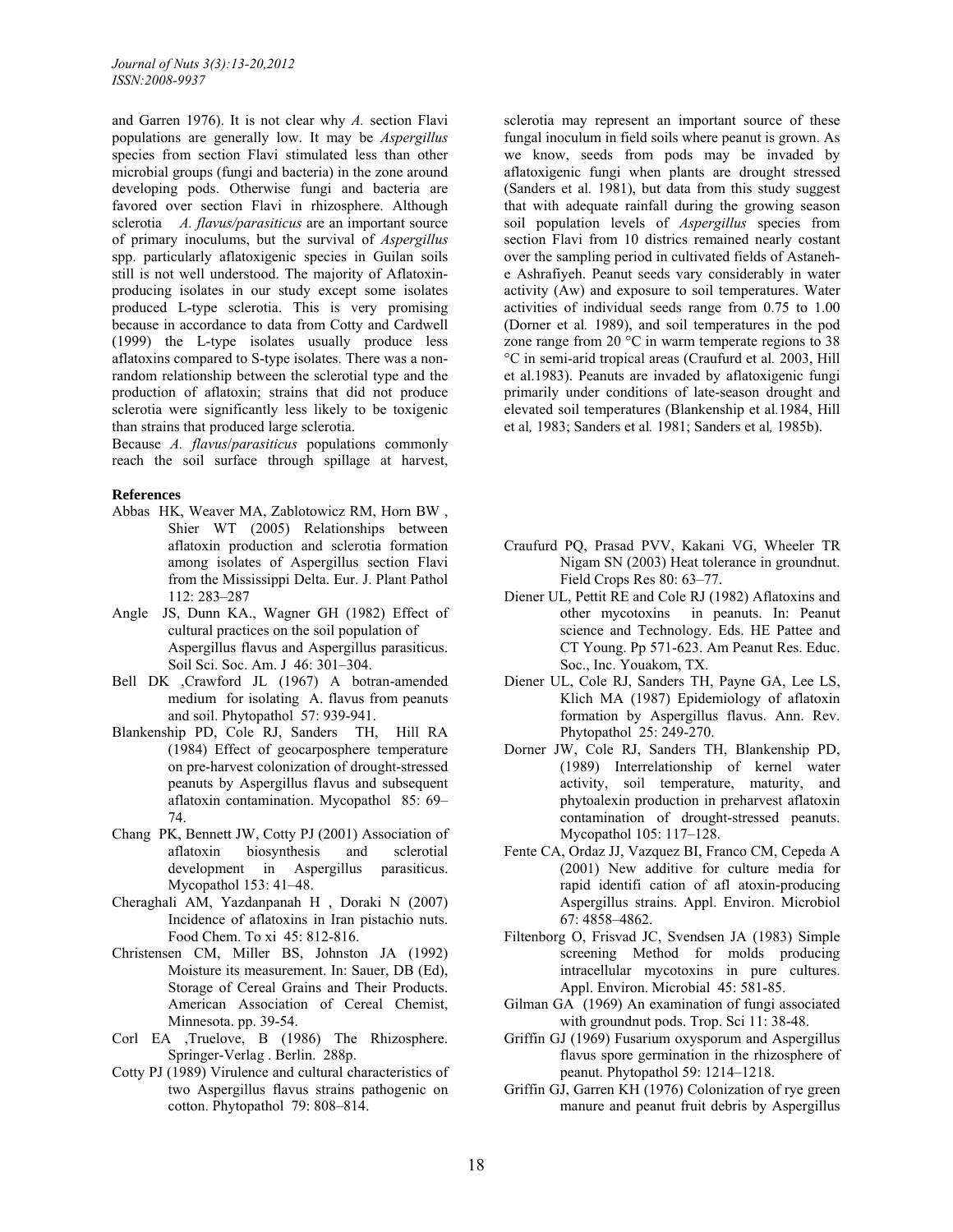and Garren 1976). It is not clear why *A.* section Flavi populations are generally low. It may be *Aspergillus* species from section Flavi stimulated less than other microbial groups (fungi and bacteria) in the zone around developing pods. Otherwise fungi and bacteria are favored over section Flavi in rhizosphere. Although sclerotia *A. flavus/parasiticus* are an important source of primary inoculums, but the survival of *Aspergillus* spp. particularly aflatoxigenic species in Guilan soils still is not well understood. The majority of Aflatoxin-producing isolates in our study except some isolates produced L-type sclerotia. This is very promising because in accordance to data from Cotty and Cardwell (1999) the L-type isolates usually produce less aflatoxins compared to S-type isolates. There was a non-random relationship between the sclerotial type and the production of aflatoxin; strains that did not produce sclerotia were significantly less likely to be toxigenic than strains that produced large sclerotia.

Because *A. flavus/parasiticus* populations commonly reach the soil surface through spillage at harvest, sclerotia may represent an important source of these fungal inoculum in field soils where peanut is grown. As we know, seeds from pods may be invaded by aflatoxigenic fungi when plants are drought stressed (Sanders et al. 1981), but data from this study suggest that with adequate rainfall during the growing season soil population levels of *Aspergillus* species from section Flavi from 10 districs remained nearly costant over the sampling period in cultivated fields of Astaneh-e Ashrafiyeh. Peanut seeds vary considerably in water activity (Aw) and exposure to soil temperatures. Water activities of individual seeds range from 0.75 to 1.00 (Dorner et al*.* 1989), and soil temperatures in the pod zone range from 20 °C in warm temperate regions to 38 °C in semi-arid tropical areas (Craufurd et al*.* 2003, Hill et al.1983). Peanuts are invaded by aflatoxigenic fungi primarily under conditions of late-season drought and elevated soil temperatures (Blankenship et al*.*1984, Hill et al*,* 1983; Sanders et al*.* 1981; Sanders et al*,* 1985b).

## References

Abbas HK, Weaver MA, Zablotowicz RM, Horn BW , Shier WT (2005) Relationships between aflatoxin production and sclerotia formation among isolates of Aspergillus section Flavi from the Mississippi Delta. Eur. J. Plant Pathol 112: 283–287

Angle JS, Dunn KA., Wagner GH (1982) Effect of cultural practices on the soil population of Aspergillus flavus and Aspergillus parasiticus. Soil Sci. Soc. Am. J 46: 301–304.

Bell DK ,Crawford JL (1967) A botran-amended medium for isolating A. flavus from peanuts and soil. Phytopathol 57: 939-941.

Blankenship PD, Cole RJ, Sanders TH, Hill RA (1984) Effect of geocarposphere temperature on pre-harvest colonization of drought-stressed peanuts by Aspergillus flavus and subsequent aflatoxin contamination. Mycopathol 85: 69–74.

Chang PK, Bennett JW, Cotty PJ (2001) Association of aflatoxin biosynthesis and sclerotial development in Aspergillus parasiticus. Mycopathol 153: 41–48.

Cheraghali AM, Yazdanpanah H , Doraki N (2007) Incidence of aflatoxins in Iran pistachio nuts. Food Chem. To xi 45: 812-816.

Christensen CM, Miller BS, Johnston JA (1992) Moisture its measurement. In: Sauer, DB (Ed), Storage of Cereal Grains and Their Products. American Association of Cereal Chemist, Minnesota. pp. 39-54.

Corl EA ,Truelove, B (1986) The Rhizosphere. Springer-Verlag . Berlin. 288p.

Cotty PJ (1989) Virulence and cultural characteristics of two Aspergillus flavus strains pathogenic on cotton. Phytopathol 79: 808–814.

Craufurd PQ, Prasad PVV, Kakani VG, Wheeler TR Nigam SN (2003) Heat tolerance in groundnut. Field Crops Res 80: 63–77.

Diener UL, Pettit RE and Cole RJ (1982) Aflatoxins and other mycotoxins in peanuts. In: Peanut science and Technology. Eds. HE Pattee and CT Young. Pp 571-623. Am Peanut Res. Educ. Soc., Inc. Youakom, TX.

Diener UL, Cole RJ, Sanders TH, Payne GA, Lee LS, Klich MA (1987) Epidemiology of aflatoxin formation by Aspergillus flavus. Ann. Rev. Phytopathol 25: 249-270.

Dorner JW, Cole RJ, Sanders TH, Blankenship PD, (1989) Interrelationship of kernel water activity, soil temperature, maturity, and phytoalexin production in preharvest aflatoxin contamination of drought-stressed peanuts. Mycopathol 105: 117–128.

Fente CA, Ordaz JJ, Vazquez BI, Franco CM, Cepeda A (2001) New additive for culture media for rapid identifi cation of afl atoxin-producing Aspergillus strains. Appl. Environ. Microbiol 67: 4858–4862.

Filtenborg O, Frisvad JC, Svendsen JA (1983) Simple screening Method for molds producing intracellular mycotoxins in pure cultures. Appl. Environ. Microbial 45: 581-85.

Gilman GA (1969) An examination of fungi associated with groundnut pods. Trop. Sci 11: 38-48.

Griffin GJ (1969) Fusarium oxysporum and Aspergillus flavus spore germination in the rhizosphere of peanut. Phytopathol 59: 1214–1218.

Griffin GJ, Garren KH (1976) Colonization of rye green manure and peanut fruit debris by Aspergillus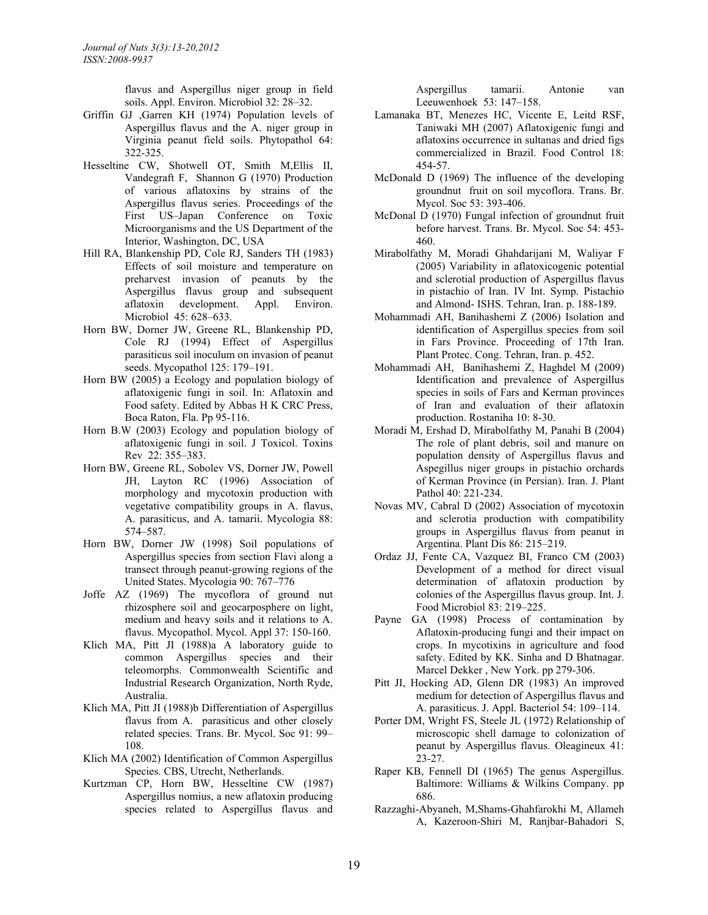flavus and Aspergillus niger group in field soils. Appl. Environ. Microbiol 32: 28–32.

Griffin GJ ,Garren KH (1974) Population levels of Aspergillus flavus and the A. niger group in Virginia peanut field soils. Phytopathol 64: 322-325.

Hesseltine CW, Shotwell OT, Smith M,Ellis II, Vandegraft F, Shannon G (1970) Production of various aflatoxins by strains of the Aspergillus flavus series. Proceedings of the First US–Japan Conference on Toxic Microorganisms and the US Department of the Interior, Washington, DC, USA

Hill RA, Blankenship PD, Cole RJ, Sanders TH (1983) Effects of soil moisture and temperature on preharvest invasion of peanuts by the Aspergillus flavus group and subsequent aflatoxin development. Appl. Environ. Microbiol 45: 628–633.

Horn BW, Dorner JW, Greene RL, Blankenship PD, Cole RJ (1994) Effect of Aspergillus parasiticus soil inoculum on invasion of peanut seeds. Mycopathol 125: 179–191.

Horn BW (2005) a Ecology and population biology of aflatoxigenic fungi in soil. In: Aflatoxin and Food safety. Edited by Abbas H K CRC Press, Boca Raton, Fla. Pp 95-116.

Horn B.W (2003) Ecology and population biology of aflatoxigenic fungi in soil. J Toxicol. Toxins Rev 22: 355–383.

Horn BW, Greene RL, Sobolev VS, Dorner JW, Powell JH, Layton RC (1996) Association of morphology and mycotoxin production with vegetative compatibility groups in A. flavus, A. parasiticus, and A. tamarii. Mycologia 88: 574–587.

Horn BW, Dorner JW (1998) Soil populations of Aspergillus species from section Flavi along a transect through peanut-growing regions of the United States. Mycologia 90: 767–776

Joffe AZ (1969) The mycoflora of ground nut rhizosphere soil and geocarposphere on light, medium and heavy soils and it relations to A. flavus. Mycopathol. Mycol. Appl 37: 150-160.

Klich MA, Pitt JI (1988)a A laboratory guide to common Aspergillus species and their teleomorphs. Commonwealth Scientific and Industrial Research Organization, North Ryde, Australia.

Klich MA, Pitt JI (1988)b Differentiation of Aspergillus flavus from A. parasiticus and other closely related species. Trans. Br. Mycol. Soc 91: 99–108.

Klich MA (2002) Identification of Common Aspergillus Species. CBS, Utrecht, Netherlands.

Kurtzman CP, Horn BW, Hesseltine CW (1987) Aspergillus nomius, a new aflatoxin producing species related to Aspergillus flavus and Aspergillus tamarii. Antonie van Leeuwenhoek 53: 147–158.

Lamanaka BT, Menezes HC, Vicente E, Leitd RSF, Taniwaki MH (2007) Aflatoxigenic fungi and aflatoxins occurrence in sultanas and dried figs commercialized in Brazil. Food Control 18: 454-57.

McDonald D (1969) The influence of the developing groundnut fruit on soil mycoflora. Trans. Br. Mycol. Soc 53: 393-406.

McDonal D (1970) Fungal infection of groundnut fruit before harvest. Trans. Br. Mycol. Soc 54: 453-460.

Mirabolfathy M, Moradi Ghahdarijani M, Waliyar F (2005) Variability in aflatoxicogenic potential and sclerotial production of Aspergillus flavus in pistachio of Iran. IV Int. Symp. Pistachio and Almond- ISHS. Tehran, Iran. p. 188-189.

Mohammadi AH, Banihashemi Z (2006) Isolation and identification of Aspergillus species from soil in Fars Province. Proceeding of 17th Iran. Plant Protec. Cong. Tehran, Iran. p. 452.

Mohammadi AH, Banihashemi Z, Haghdel M (2009) Identification and prevalence of Aspergillus species in soils of Fars and Kerman provinces of Iran and evaluation of their aflatoxin production. Rostaniha 10: 8-30.

Moradi M, Ershad D, Mirabolfathy M, Panahi B (2004) The role of plant debris, soil and manure on population density of Aspergillus flavus and Aspegillus niger groups in pistachio orchards of Kerman Province (in Persian). Iran. J. Plant Pathol 40: 221-234.

Novas MV, Cabral D (2002) Association of mycotoxin and sclerotia production with compatibility groups in Aspergillus flavus from peanut in Argentina. Plant Dis 86: 215–219.

Ordaz JJ, Fente CA, Vazquez BI, Franco CM (2003) Development of a method for direct visual determination of aflatoxin production by colonies of the Aspergillus flavus group. Int. J. Food Microbiol 83: 219–225.

Payne GA (1998) Process of contamination by Aflatoxin-producing fungi and their impact on crops. In mycotixins in agriculture and food safety. Edited by KK. Sinha and D Bhatnagar. Marcel Dekker , New York. pp 279-306.

Pitt JI, Hocking AD, Glenn DR (1983) An improved medium for detection of Aspergillus flavus and A. parasiticus. J. Appl. Bacteriol 54: 109–114.

Porter DM, Wright FS, Steele JL (1972) Relationship of microscopic shell damage to colonization of peanut by Aspergillus flavus. Oleagineux 41: 23-27.

Raper KB, Fennell DI (1965) The genus Aspergillus. Baltimore: Williams & Wilkins Company. pp 686.

Razzaghi-Abyaneh, M,Shams-Ghahfarokhi M, Allameh A, Kazeroon-Shiri M, Ranjbar-Bahadori S,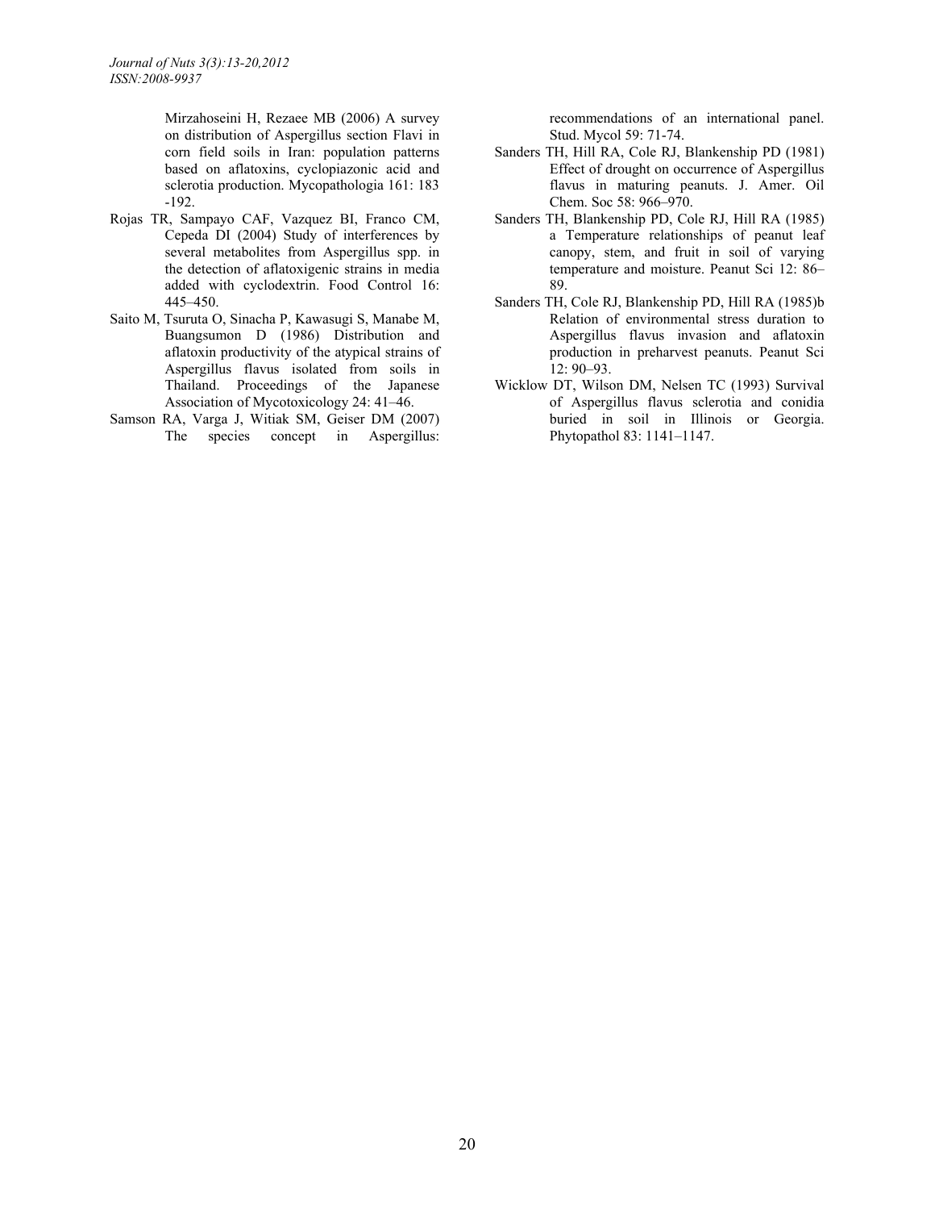Mirzahoseini H, Rezaee MB (2006) A survey on distribution of Aspergillus section Flavi in corn field soils in Iran: population patterns based on aflatoxins, cyclopiazonic acid and sclerotia production. Mycopathologia 161: 183 -192.

Rojas TR, Sampayo CAF, Vazquez BI, Franco CM, Cepeda DI (2004) Study of interferences by several metabolites from Aspergillus spp. in the detection of aflatoxigenic strains in media added with cyclodextrin. Food Control 16: 445–450.

Saito M, Tsuruta O, Sinacha P, Kawasugi S, Manabe M, Buangsumon D (1986) Distribution and aflatoxin productivity of the atypical strains of Aspergillus flavus isolated from soils in Thailand. Proceedings of the Japanese Association of Mycotoxicology 24: 41–46.

Samson RA, Varga J, Witiak SM, Geiser DM (2007) The species concept in Aspergillus: recommendations of an international panel. Stud. Mycol 59: 71-74.

Sanders TH, Hill RA, Cole RJ, Blankenship PD (1981) Effect of drought on occurrence of Aspergillus flavus in maturing peanuts. J. Amer. Oil Chem. Soc 58: 966–970.

Sanders TH, Blankenship PD, Cole RJ, Hill RA (1985) a Temperature relationships of peanut leaf canopy, stem, and fruit in soil of varying temperature and moisture. Peanut Sci 12: 86–89.

Sanders TH, Cole RJ, Blankenship PD, Hill RA (1985)b Relation of environmental stress duration to Aspergillus flavus invasion and aflatoxin production in preharvest peanuts. Peanut Sci 12: 90–93.

Wicklow DT, Wilson DM, Nelsen TC (1993) Survival of Aspergillus flavus sclerotia and conidia buried in soil in Illinois or Georgia. Phytopathol 83: 1141–1147.